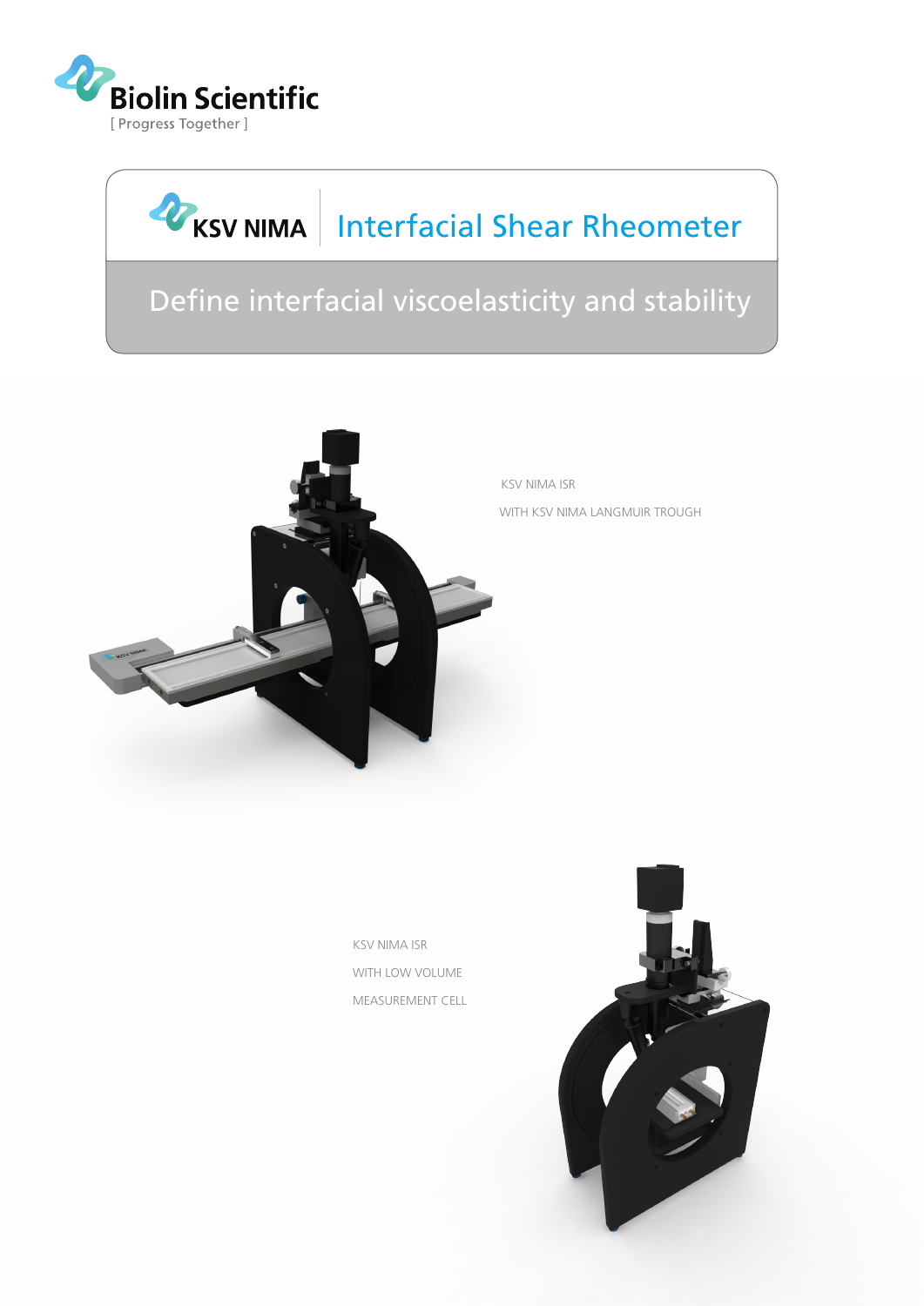Biolin Scientific
[ Progress Together ]

KSV NIMA

# Interfacial Shear Rheometer

## Define interfacial viscoelasticity and stability

KSV NIMA ISR

WITH KSV NIMA LANGMUIR TROUGH

KSV NIMA ISR

WITH LOW VOLUME

MEASUREMENT CELL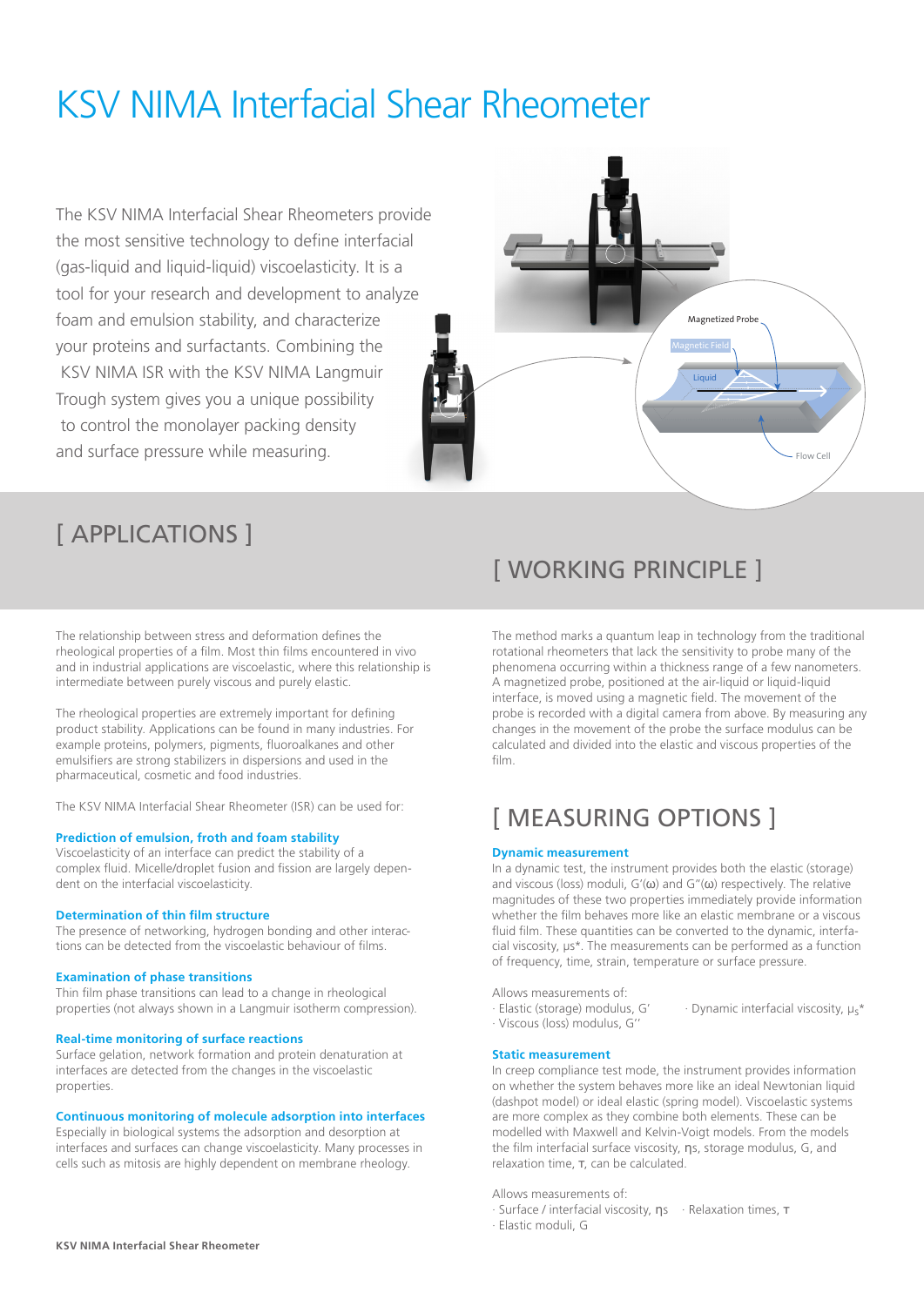# KSV NIMA Interfacial Shear Rheometer

The KSV NIMA Interfacial Shear Rheometers provide the most sensitive technology to define interfacial (gas-liquid and liquid-liquid) viscoelasticity. It is a tool for your research and development to analyze foam and emulsion stability, and characterize your proteins and surfactants. Combining the KSV NIMA ISR with the KSV NIMA Langmuir Trough system gives you a unique possibility to control the monolayer packing density and surface pressure while measuring.

Magnetized Probe
Magnetic Field
Liquid
Flow Cell

## [ APPLICATIONS ]

The relationship between stress and deformation defines the rheological properties of a film. Most thin films encountered in vivo and in industrial applications are viscoelastic, where this relationship is intermediate between purely viscous and purely elastic.

The rheological properties are extremely important for defining product stability. Applications can be found in many industries. For example proteins, polymers, pigments, fluoroalkanes and other emulsifiers are strong stabilizers in dispersions and used in the pharmaceutical, cosmetic and food industries.

The KSV NIMA Interfacial Shear Rheometer (ISR) can be used for:

**Prediction of emulsion, froth and foam stability**
Viscoelasticity of an interface can predict the stability of a complex fluid. Micelle/droplet fusion and fission are largely dependent on the interfacial viscoelasticity.

**Determination of thin film structure**
The presence of networking, hydrogen bonding and other interactions can be detected from the viscoelastic behaviour of films.

**Examination of phase transitions**
Thin film phase transitions can lead to a change in rheological properties (not always shown in a Langmuir isotherm compression).

**Real-time monitoring of surface reactions**
Surface gelation, network formation and protein denaturation at interfaces are detected from the changes in the viscoelastic properties.

**Continuous monitoring of molecule adsorption into interfaces**
Especially in biological systems the adsorption and desorption at interfaces and surfaces can change viscoelasticity. Many processes in cells such as mitosis are highly dependent on membrane rheology.

## [ WORKING PRINCIPLE ]

The method marks a quantum leap in technology from the traditional rotational rheometers that lack the sensitivity to probe many of the phenomena occurring within a thickness range of a few nanometers. A magnetized probe, positioned at the air-liquid or liquid-liquid interface, is moved using a magnetic field. The movement of the probe is recorded with a digital camera from above. By measuring any changes in the movement of the probe the surface modulus can be calculated and divided into the elastic and viscous properties of the film.

## [ MEASURING OPTIONS ]

**Dynamic measurement**
In a dynamic test, the instrument provides both the elastic (storage) and viscous (loss) moduli, $G'(\omega)$ and $G''(\omega)$ respectively. The relative magnitudes of these two properties immediately provide information whether the film behaves more like an elastic membrane or a viscous fluid film. These quantities can be converted to the dynamic, interfacial viscosity, $\mu_s^*$. The measurements can be performed as a function of frequency, time, strain, temperature or surface pressure.

Allows measurements of:
- Elastic (storage) modulus, $G'$
- Viscous (loss) modulus, $G''$
- Dynamic interfacial viscosity, $\mu_s^*$

**Static measurement**
In creep compliance test mode, the instrument provides information on whether the system behaves more like an ideal Newtonian liquid (dashpot model) or ideal elastic (spring model). Viscoelastic systems are more complex as they combine both elements. These can be modelled with Maxwell and Kelvin-Voigt models. From the models the film interfacial surface viscosity, $\eta_s$, storage modulus, $G$, and relaxation time, $\tau$, can be calculated.

Allows measurements of:
- Surface / interfacial viscosity, $\eta_s$
- Elastic moduli, $G$
- Relaxation times, $\tau$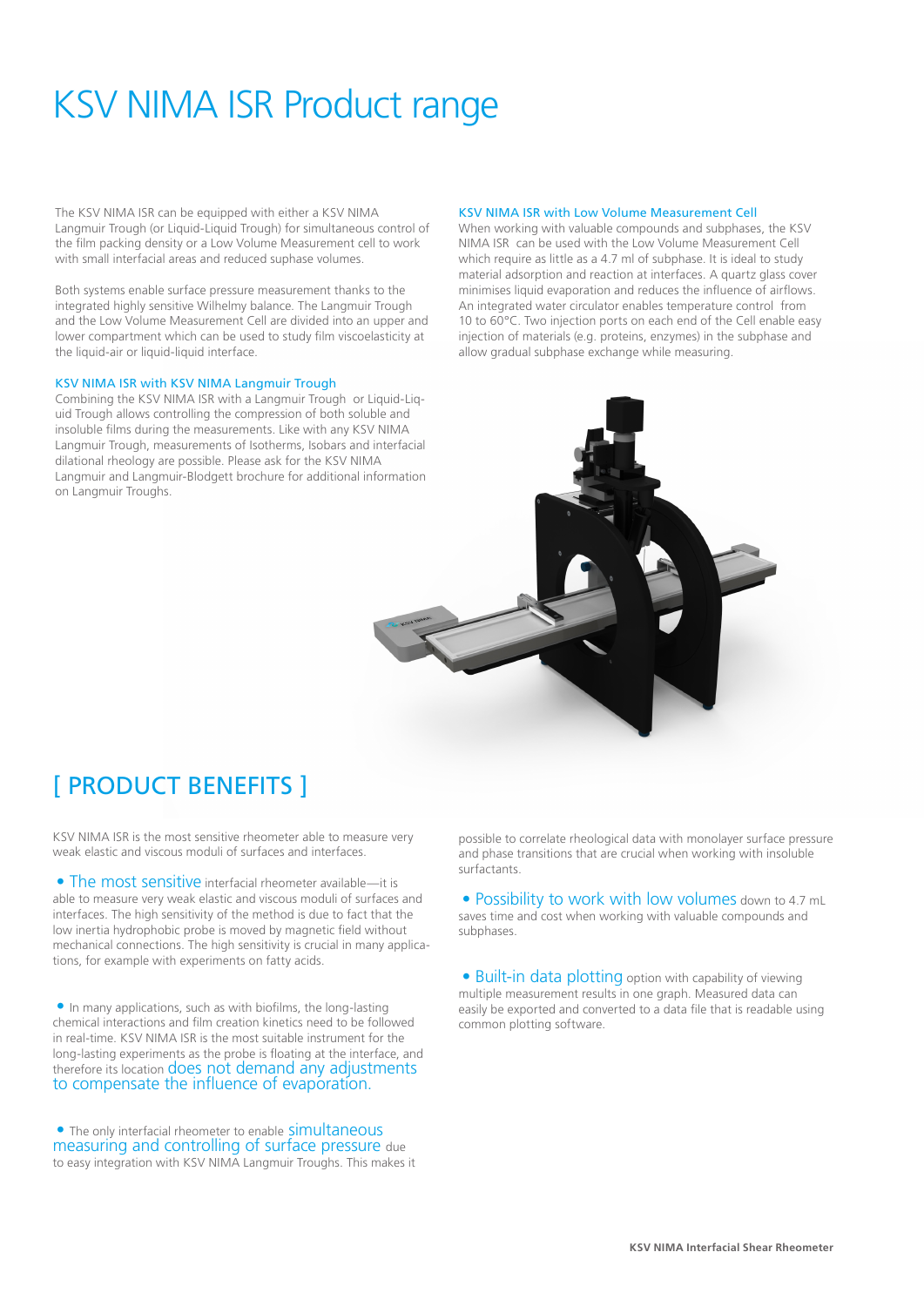# KSV NIMA ISR Product range

The KSV NIMA ISR can be equipped with either a KSV NIMA Langmuir Trough (or Liquid-Liquid Trough) for simultaneous control of the film packing density or a Low Volume Measurement cell to work with small interfacial areas and reduced suphase volumes.

Both systems enable surface pressure measurement thanks to the integrated highly sensitive Wilhelmy balance. The Langmuir Trough and the Low Volume Measurement Cell are divided into an upper and lower compartment which can be used to study film viscoelasticity at the liquid-air or liquid-liquid interface.

### KSV NIMA ISR with KSV NIMA Langmuir Trough

Combining the KSV NIMA ISR with a Langmuir Trough or Liquid-Liquid Trough allows controlling the compression of both soluble and insoluble films during the measurements. Like with any KSV NIMA Langmuir Trough, measurements of Isotherms, Isobars and interfacial dilational rheology are possible. Please ask for the KSV NIMA Langmuir and Langmuir-Blodgett brochure for additional information on Langmuir Troughs.

### KSV NIMA ISR with Low Volume Measurement Cell

When working with valuable compounds and subphases, the KSV NIMA ISR can be used with the Low Volume Measurement Cell which require as little as a 4.7 ml of subphase. It is ideal to study material adsorption and reaction at interfaces. A quartz glass cover minimises liquid evaporation and reduces the influence of airflows. An integrated water circulator enables temperature control from 10 to 60°C. Two injection ports on each end of the Cell enable easy injection of materials (e.g. proteins, enzymes) in the subphase and allow gradual subphase exchange while measuring.

## [ PRODUCT BENEFITS ]

KSV NIMA ISR is the most sensitive rheometer able to measure very weak elastic and viscous moduli of surfaces and interfaces.

- **The most sensitive** interfacial rheometer available—it is able to measure very weak elastic and viscous moduli of surfaces and interfaces. The high sensitivity of the method is due to fact that the low inertia hydrophobic probe is moved by magnetic field without mechanical connections. The high sensitivity is crucial in many applications, for example with experiments on fatty acids.

- In many applications, such as with biofilms, the long-lasting chemical interactions and film creation kinetics need to be followed in real-time. KSV NIMA ISR is the most suitable instrument for the long-lasting experiments as the probe is floating at the interface, and therefore its location **does not demand any adjustments to compensate the influence of evaporation.**

- The only interfacial rheometer to enable **simultaneous measuring and controlling of surface pressure** due to easy integration with KSV NIMA Langmuir Troughs. This makes it possible to correlate rheological data with monolayer surface pressure and phase transitions that are crucial when working with insoluble surfactants.

- **Possibility to work with low volumes** down to 4.7 mL saves time and cost when working with valuable compounds and subphases.

- **Built-in data plotting** option with capability of viewing multiple measurement results in one graph. Measured data can easily be exported and converted to a data file that is readable using common plotting software.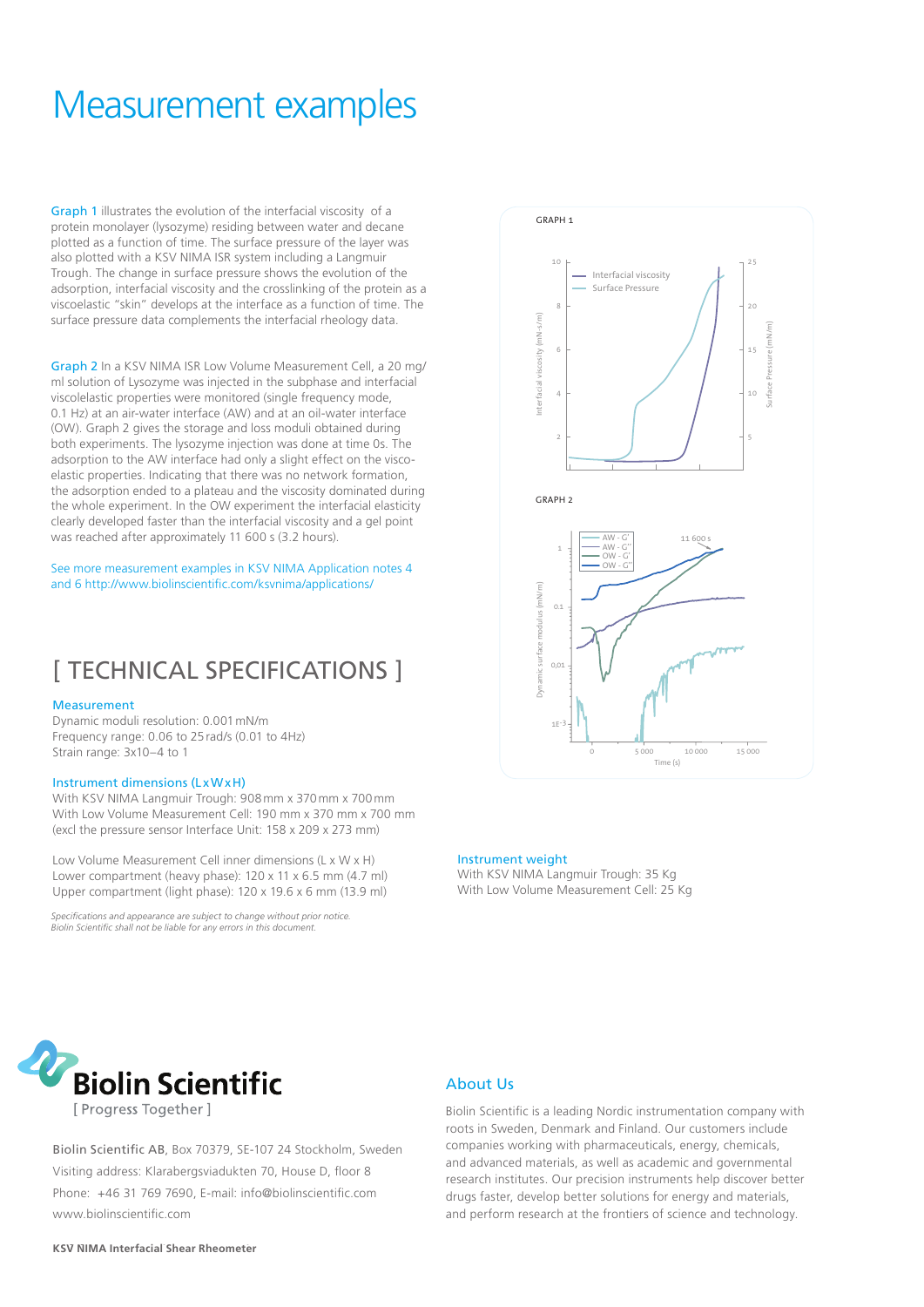# Measurement examples

Graph 1 illustrates the evolution of the interfacial viscosity of a protein monolayer (lysozyme) residing between water and decane plotted as a function of time. The surface pressure of the layer was also plotted with a KSV NIMA ISR system including a Langmuir Trough. The change in surface pressure shows the evolution of the adsorption, interfacial viscosity and the crosslinking of the protein as a viscoelastic "skin" develops at the interface as a function of time. The surface pressure data complements the interfacial rheology data.

Graph 2 In a KSV NIMA ISR Low Volume Measurement Cell, a 20 mg/ml solution of Lysozyme was injected in the subphase and interfacial viscolelastic properties were monitored (single frequency mode, 0.1 Hz) at an air-water interface (AW) and at an oil-water interface (OW). Graph 2 gives the storage and loss moduli obtained during both experiments. The lysozyme injection was done at time 0s. The adsorption to the AW interface had only a slight effect on the visco-elastic properties. Indicating that there was no network formation, the adsorption ended to a plateau and the viscosity dominated during the whole experiment. In the OW experiment the interfacial elasticity clearly developed faster than the interfacial viscosity and a gel point was reached after approximately 11 600 s (3.2 hours).

See more measurement examples in KSV NIMA Application notes 4 and 6 http://www.biolinscientific.com/ksvnima/applications/

GRAPH 1

Interfacial viscosity
Surface Pressure

Interfacial viscosity (mN·s/m)
10
8
6
4
2

Surface Pressure (mN/m)
25
20
15
10
5

GRAPH 2

AW - G'
AW - G''
OW - G'
OW - G''

11 600 s

Dynamic surface modulus (mN/m)
1
0.1
0,01
1E-3

0
5 000
10 000
15 000
Time (s)

# [ TECHNICAL SPECIFICATIONS ]

### Measurement

Dynamic moduli resolution: 0.001 mN/m
Frequency range: 0.06 to 25 rad/s (0.01 to 4Hz)
Strain range: 3x10–4 to 1

### Instrument dimensions (L x W x H)

With KSV NIMA Langmuir Trough: 908 mm x 370 mm x 700 mm
With Low Volume Measurement Cell: 190 mm x 370 mm x 700 mm
(excl the pressure sensor Interface Unit: 158 x 209 x 273 mm)

Low Volume Measurement Cell inner dimensions (L x W x H)
Lower compartment (heavy phase): 120 x 11 x 6.5 mm (4.7 ml)
Upper compartment (light phase): 120 x 19.6 x 6 mm (13.9 ml)

### Instrument weight

With KSV NIMA Langmuir Trough: 35 Kg
With Low Volume Measurement Cell: 25 Kg

*Specifications and appearance are subject to change without prior notice.*
*Biolin Scientific shall not be liable for any errors in this document.*

**Biolin Scientific**
[ Progress Together ]

Biolin Scientific AB, Box 70379, SE-107 24 Stockholm, Sweden
Visiting address: Klarabergsviadukten 70, House D, floor 8
Phone: +46 31 769 7690, E-mail: info@biolinscientific.com
www.biolinscientific.com

## About Us

Biolin Scientific is a leading Nordic instrumentation company with roots in Sweden, Denmark and Finland. Our customers include companies working with pharmaceuticals, energy, chemicals, and advanced materials, as well as academic and governmental research institutes. Our precision instruments help discover better drugs faster, develop better solutions for energy and materials, and perform research at the frontiers of science and technology.